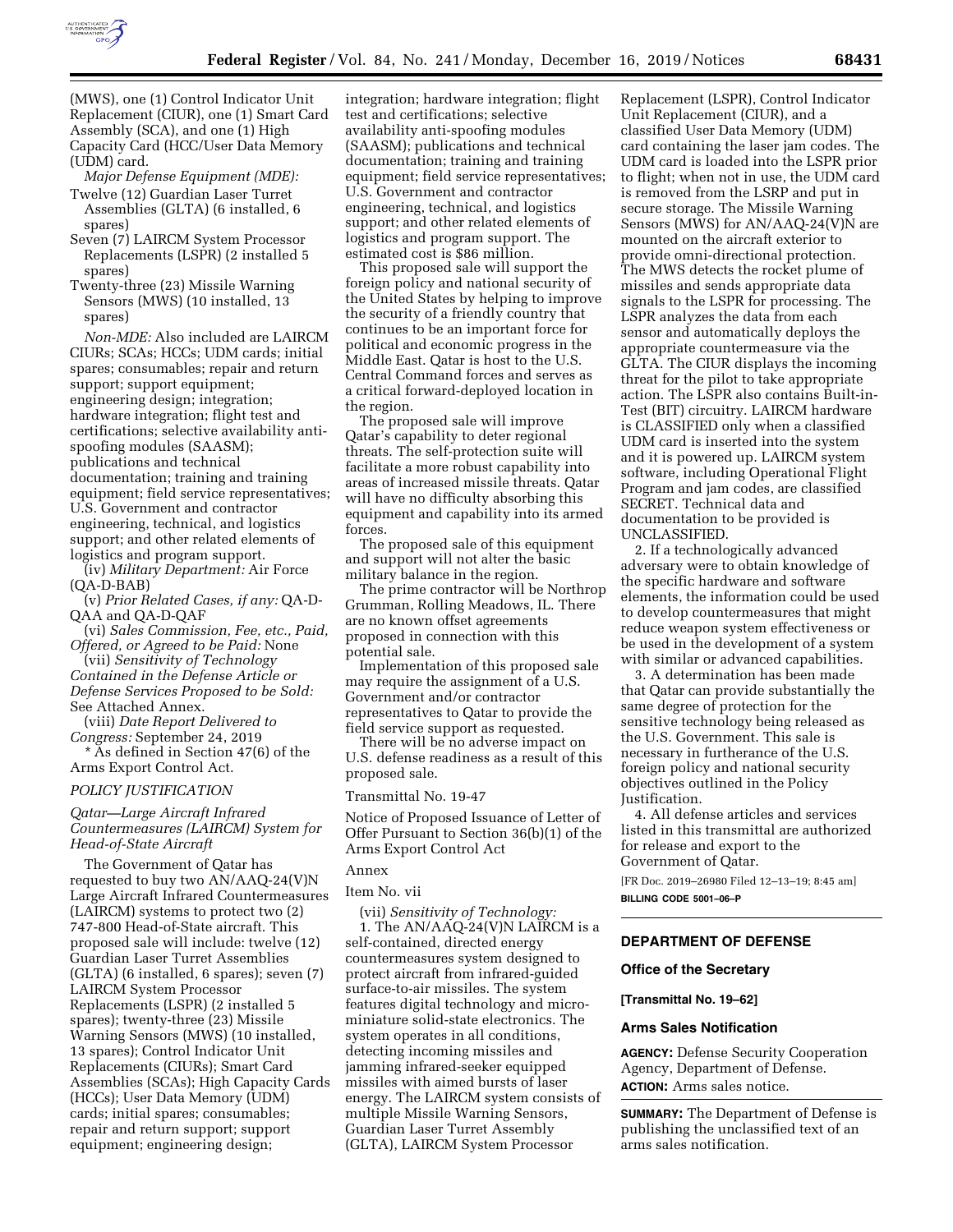(MWS), one (1) Control Indicator Unit Replacement (CIUR), one (1) Smart Card Assembly (SCA), and one (1) High Capacity Card (HCC/User Data Memory (UDM) card.

*Major Defense Equipment (MDE):*

Twelve (12) Guardian Laser Turret Assemblies (GLTA) (6 installed, 6 spares)

Seven (7) LAIRCM System Processor Replacements (LSPR) (2 installed 5 spares)

Twenty-three (23) Missile Warning Sensors (MWS) (10 installed, 13 spares)

*Non-MDE:* Also included are LAIRCM CIURs; SCAs; HCCs; UDM cards; initial spares; consumables; repair and return support; support equipment; engineering design; integration; hardware integration; flight test and certifications; selective availability anti-spoofing modules (SAASM); publications and technical documentation; training and training equipment; field service representatives; U.S. Government and contractor engineering, technical, and logistics support; and other related elements of logistics and program support.

(iv) *Military Department:* Air Force (QA-D-BAB)

(v) *Prior Related Cases, if any:* QA-D-QAA and QA-D-QAF

(vi) *Sales Commission, Fee, etc., Paid, Offered, or Agreed to be Paid:* None

(vii) *Sensitivity of Technology Contained in the Defense Article or Defense Services Proposed to be Sold:* See Attached Annex.

(viii) *Date Report Delivered to Congress:* September 24, 2019

* As defined in Section 47(6) of the Arms Export Control Act.

*POLICY JUSTIFICATION*

*Qatar—Large Aircraft Infrared Countermeasures (LAIRCM) System for Head-of-State Aircraft*

The Government of Qatar has requested to buy two AN/AAQ-24(V)N Large Aircraft Infrared Countermeasures (LAIRCM) systems to protect two (2) 747-800 Head-of-State aircraft. This proposed sale will include: twelve (12) Guardian Laser Turret Assemblies (GLTA) (6 installed, 6 spares); seven (7) LAIRCM System Processor Replacements (LSPR) (2 installed 5 spares); twenty-three (23) Missile Warning Sensors (MWS) (10 installed, 13 spares); Control Indicator Unit Replacements (CIURs); Smart Card Assemblies (SCAs); High Capacity Cards (HCCs); User Data Memory (UDM) cards; initial spares; consumables; repair and return support; support equipment; engineering design; integration; hardware integration; flight test and certifications; selective availability anti-spoofing modules (SAASM); publications and technical documentation; training and training equipment; field service representatives; U.S. Government and contractor engineering, technical, and logistics support; and other related elements of logistics and program support. The estimated cost is $86 million.

This proposed sale will support the foreign policy and national security of the United States by helping to improve the security of a friendly country that continues to be an important force for political and economic progress in the Middle East. Qatar is host to the U.S. Central Command forces and serves as a critical forward-deployed location in the region.

The proposed sale will improve Qatar's capability to deter regional threats. The self-protection suite will facilitate a more robust capability into areas of increased missile threats. Qatar will have no difficulty absorbing this equipment and capability into its armed forces.

The proposed sale of this equipment and support will not alter the basic military balance in the region.

The prime contractor will be Northrop Grumman, Rolling Meadows, IL. There are no known offset agreements proposed in connection with this potential sale.

Implementation of this proposed sale may require the assignment of a U.S. Government and/or contractor representatives to Qatar to provide the field service support as requested.

There will be no adverse impact on U.S. defense readiness as a result of this proposed sale.

Transmittal No. 19-47

Notice of Proposed Issuance of Letter of Offer Pursuant to Section 36(b)(1) of the Arms Export Control Act

Annex

Item No. vii

(vii) *Sensitivity of Technology:*

1. The AN/AAQ-24(V)N LAIRCM is a self-contained, directed energy countermeasures system designed to protect aircraft from infrared-guided surface-to-air missiles. The system features digital technology and micro-miniature solid-state electronics. The system operates in all conditions, detecting incoming missiles and jamming infrared-seeker equipped missiles with aimed bursts of laser energy. The LAIRCM system consists of multiple Missile Warning Sensors, Guardian Laser Turret Assembly (GLTA), LAIRCM System Processor Replacement (LSPR), Control Indicator Unit Replacement (CIUR), and a classified User Data Memory (UDM) card containing the laser jam codes. The UDM card is loaded into the LSPR prior to flight; when not in use, the UDM card is removed from the LSRP and put in secure storage. The Missile Warning Sensors (MWS) for AN/AAQ-24(V)N are mounted on the aircraft exterior to provide omni-directional protection. The MWS detects the rocket plume of missiles and sends appropriate data signals to the LSPR for processing. The LSPR analyzes the data from each sensor and automatically deploys the appropriate countermeasure via the GLTA. The CIUR displays the incoming threat for the pilot to take appropriate action. The LSPR also contains Built-in-Test (BIT) circuitry. LAIRCM hardware is CLASSIFIED only when a classified UDM card is inserted into the system and it is powered up. LAIRCM system software, including Operational Flight Program and jam codes, are classified SECRET. Technical data and documentation to be provided is UNCLASSIFIED.

2. If a technologically advanced adversary were to obtain knowledge of the specific hardware and software elements, the information could be used to develop countermeasures that might reduce weapon system effectiveness or be used in the development of a system with similar or advanced capabilities.

3. A determination has been made that Qatar can provide substantially the same degree of protection for the sensitive technology being released as the U.S. Government. This sale is necessary in furtherance of the U.S. foreign policy and national security objectives outlined in the Policy Justification.

4. All defense articles and services listed in this transmittal are authorized for release and export to the Government of Qatar.

[FR Doc. 2019–26980 Filed 12–13–19; 8:45 am]

**BILLING CODE 5001–06–P**

## DEPARTMENT OF DEFENSE

### Office of the Secretary

**[Transmittal No. 19–62]**

### Arms Sales Notification

**AGENCY:** Defense Security Cooperation Agency, Department of Defense.

**ACTION:** Arms sales notice.

**SUMMARY:** The Department of Defense is publishing the unclassified text of an arms sales notification.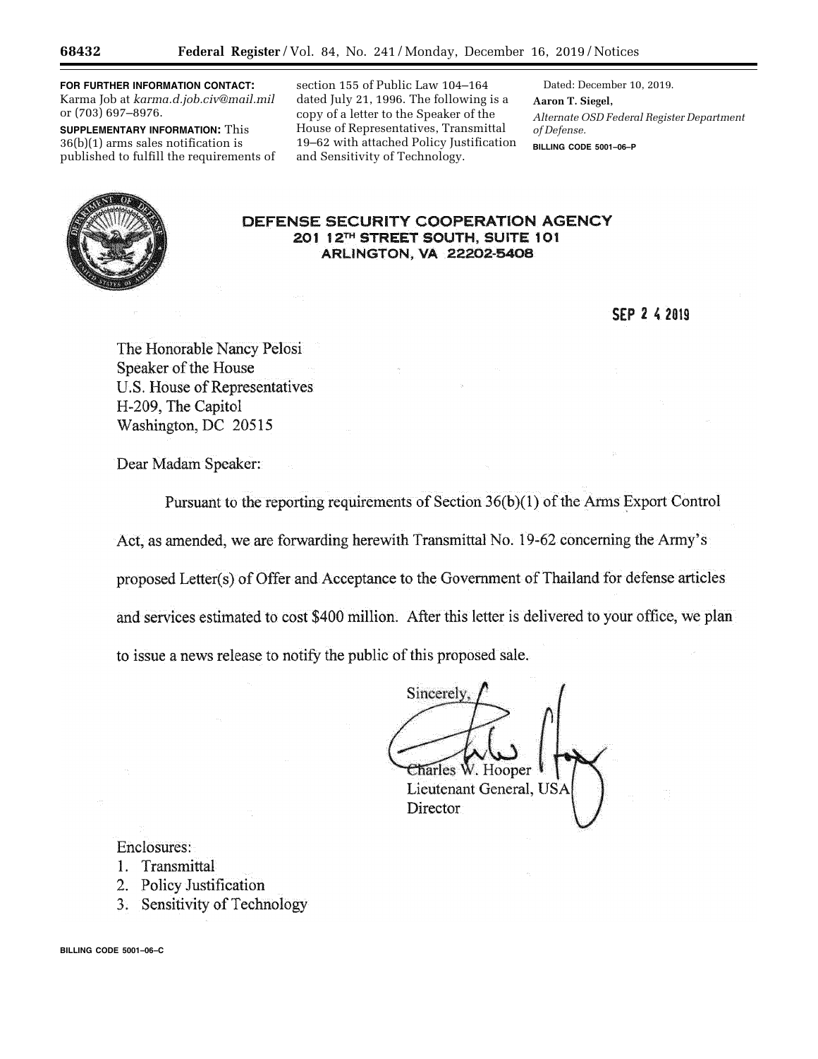**FOR FURTHER INFORMATION CONTACT:** Karma Job at *karma.d.job.civ@mail.mil* or (703) 697–8976.

**SUPPLEMENTARY INFORMATION:** This 36(b)(1) arms sales notification is published to fulfill the requirements of section 155 of Public Law 104–164 dated July 21, 1996. The following is a copy of a letter to the Speaker of the House of Representatives, Transmittal 19–62 with attached Policy Justification and Sensitivity of Technology.

Dated: December 10, 2019.

**Aaron T. Siegel,**

*Alternate OSD Federal Register Department of Defense.*

BILLING CODE 5001–06–P

**DEFENSE SECURITY COOPERATION AGENCY**
**201 12TH STREET SOUTH, SUITE 101**
**ARLINGTON, VA 22202-5408**

SEP 24 2019

The Honorable Nancy Pelosi
Speaker of the House
U.S. House of Representatives
H-209, The Capitol
Washington, DC 20515

Dear Madam Speaker:

Pursuant to the reporting requirements of Section 36(b)(1) of the Arms Export Control Act, as amended, we are forwarding herewith Transmittal No. 19-62 concerning the Army's proposed Letter(s) of Offer and Acceptance to the Government of Thailand for defense articles and services estimated to cost $400 million. After this letter is delivered to your office, we plan to issue a news release to notify the public of this proposed sale.

Sincerely,

Charles W. Hooper
Lieutenant General, USA
Director

Enclosures:
1. Transmittal
2. Policy Justification
3. Sensitivity of Technology

BILLING CODE 5001–06–C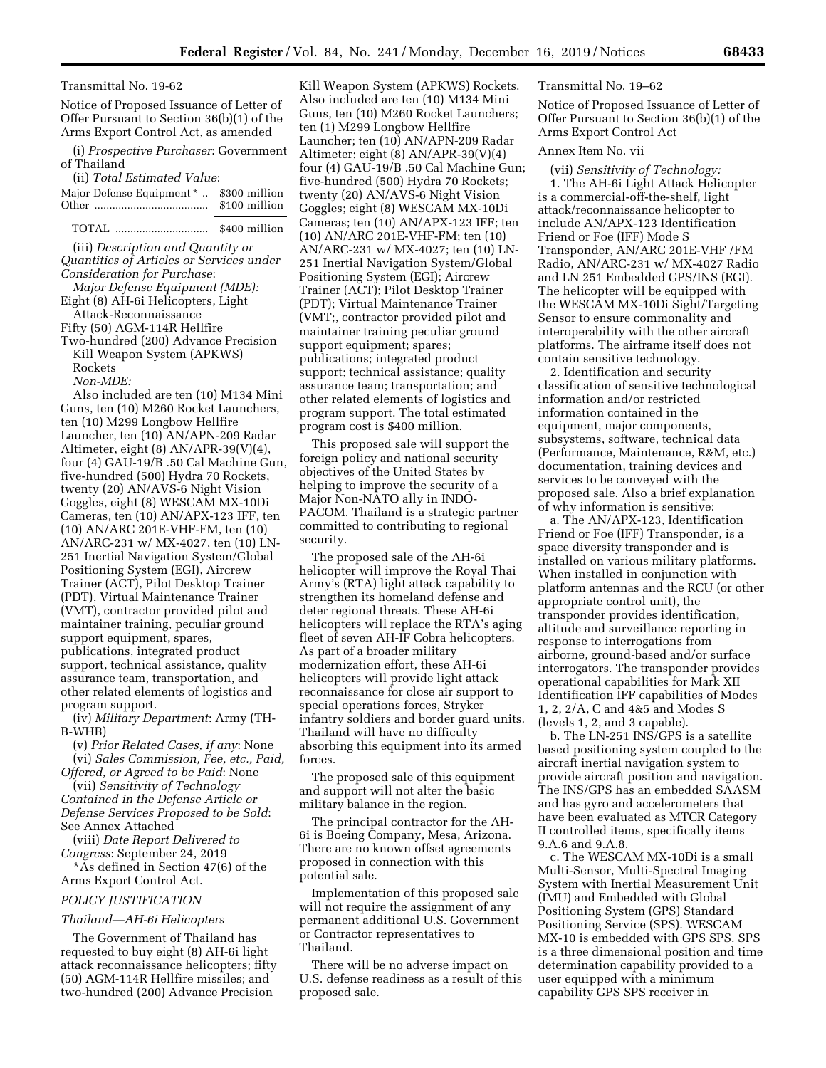Transmittal No. 19-62

Notice of Proposed Issuance of Letter of Offer Pursuant to Section 36(b)(1) of the Arms Export Control Act, as amended

(i) *Prospective Purchaser*: Government of Thailand

(ii) *Total Estimated Value*:

| | |
|---|---|
| Major Defense Equipment * .. | $300 million |
| Other ...................................... | $100 million |
| TOTAL ............................... | $400 million |

(iii) *Description and Quantity or Quantities of Articles or Services under Consideration for Purchase*:

*Major Defense Equipment (MDE):*

Eight (8) AH-6i Helicopters, Light Attack-Reconnaissance

Fifty (50) AGM-114R Hellfire

Two-hundred (200) Advance Precision Kill Weapon System (APKWS) Rockets

*Non-MDE:*

Also included are ten (10) M134 Mini Guns, ten (10) M260 Rocket Launchers, ten (10) M299 Longbow Hellfire Launcher, ten (10) AN/APN-209 Radar Altimeter, eight (8) AN/APR-39(V)(4), four (4) GAU-19/B .50 Cal Machine Gun, five-hundred (500) Hydra 70 Rockets, twenty (20) AN/AVS-6 Night Vision Goggles, eight (8) WESCAM MX-10Di Cameras, ten (10) AN/APX-123 IFF, ten (10) AN/ARC 201E-VHF-FM, ten (10) AN/ARC-231 w/ MX-4027, ten (10) LN-251 Inertial Navigation System/Global Positioning System (EGI), Aircrew Trainer (ACT), Pilot Desktop Trainer (PDT), Virtual Maintenance Trainer (VMT), contractor provided pilot and maintainer training, peculiar ground support equipment, spares, publications, integrated product support, technical assistance, quality assurance team, transportation, and other related elements of logistics and program support.

(iv) *Military Department*: Army (TH-B-WHB)

(v) *Prior Related Cases, if any*: None

(vi) *Sales Commission, Fee, etc., Paid, Offered, or Agreed to be Paid*: None

(vii) *Sensitivity of Technology Contained in the Defense Article or Defense Services Proposed to be Sold*: See Annex Attached

(viii) *Date Report Delivered to Congress*: September 24, 2019

*As defined in Section 47(6) of the Arms Export Control Act.

*POLICY JUSTIFICATION*

*Thailand—AH-6i Helicopters*

The Government of Thailand has requested to buy eight (8) AH-6i light attack reconnaissance helicopters; fifty (50) AGM-114R Hellfire missiles; and two-hundred (200) Advance Precision Kill Weapon System (APKWS) Rockets. Also included are ten (10) M134 Mini Guns, ten (10) M260 Rocket Launchers; ten (1) M299 Longbow Hellfire Launcher; ten (10) AN/APN-209 Radar Altimeter; eight (8) AN/APR-39(V)(4) four (4) GAU-19/B .50 Cal Machine Gun; five-hundred (500) Hydra 70 Rockets; twenty (20) AN/AVS-6 Night Vision Goggles; eight (8) WESCAM MX-10Di Cameras; ten (10) AN/APX-123 IFF; ten (10) AN/ARC 201E-VHF-FM; ten (10) AN/ARC-231 w/ MX-4027; ten (10) LN-251 Inertial Navigation System/Global Positioning System (EGI); Aircrew Trainer (ACT); Pilot Desktop Trainer (PDT); Virtual Maintenance Trainer (VMT;, contractor provided pilot and maintainer training peculiar ground support equipment; spares; publications; integrated product support; technical assistance; quality assurance team; transportation; and other related elements of logistics and program support. The total estimated program cost is $400 million.

This proposed sale will support the foreign policy and national security objectives of the United States by helping to improve the security of a Major Non-NATO ally in INDO-PACOM. Thailand is a strategic partner committed to contributing to regional security.

The proposed sale of the AH-6i helicopter will improve the Royal Thai Army's (RTA) light attack capability to strengthen its homeland defense and deter regional threats. These AH-6i helicopters will replace the RTA's aging fleet of seven AH-IF Cobra helicopters. As part of a broader military modernization effort, these AH-6i helicopters will provide light attack reconnaissance for close air support to special operations forces, Stryker infantry soldiers and border guard units. Thailand will have no difficulty absorbing this equipment into its armed forces.

The proposed sale of this equipment and support will not alter the basic military balance in the region.

The principal contractor for the AH-6i is Boeing Company, Mesa, Arizona. There are no known offset agreements proposed in connection with this potential sale.

Implementation of this proposed sale will not require the assignment of any permanent additional U.S. Government or Contractor representatives to Thailand.

There will be no adverse impact on U.S. defense readiness as a result of this proposed sale.

Transmittal No. 19–62

Notice of Proposed Issuance of Letter of Offer Pursuant to Section 36(b)(1) of the Arms Export Control Act

Annex Item No. vii

(vii) *Sensitivity of Technology:*

1. The AH-6i Light Attack Helicopter is a commercial-off-the-shelf, light attack/reconnaissance helicopter to include AN/APX-123 Identification Friend or Foe (IFF) Mode S Transponder, AN/ARC 201E-VHF /FM Radio, AN/ARC-231 w/ MX-4027 Radio and LN 251 Embedded GPS/INS (EGI). The helicopter will be equipped with the WESCAM MX-10Di Sight/Targeting Sensor to ensure commonality and interoperability with the other aircraft platforms. The airframe itself does not contain sensitive technology.

2. Identification and security classification of sensitive technological information and/or restricted information contained in the equipment, major components, subsystems, software, technical data (Performance, Maintenance, R&M, etc.) documentation, training devices and services to be conveyed with the proposed sale. Also a brief explanation of why information is sensitive:

a. The AN/APX-123, Identification Friend or Foe (IFF) Transponder, is a space diversity transponder and is installed on various military platforms. When installed in conjunction with platform antennas and the RCU (or other appropriate control unit), the transponder provides identification, altitude and surveillance reporting in response to interrogations from airborne, ground-based and/or surface interrogators. The transponder provides operational capabilities for Mark XII Identification IFF capabilities of Modes 1, 2, 2/A, C and 4&5 and Modes S (levels 1, 2, and 3 capable).

b. The LN-251 INS/GPS is a satellite based positioning system coupled to the aircraft inertial navigation system to provide aircraft position and navigation. The INS/GPS has an embedded SAASM and has gyro and accelerometers that have been evaluated as MTCR Category II controlled items, specifically items 9.A.6 and 9.A.8.

c. The WESCAM MX-10Di is a small Multi-Sensor, Multi-Spectral Imaging System with Inertial Measurement Unit (IMU) and Embedded with Global Positioning System (GPS) Standard Positioning Service (SPS). WESCAM MX-10 is embedded with GPS SPS. SPS is a three dimensional position and time determination capability provided to a user equipped with a minimum capability GPS SPS receiver in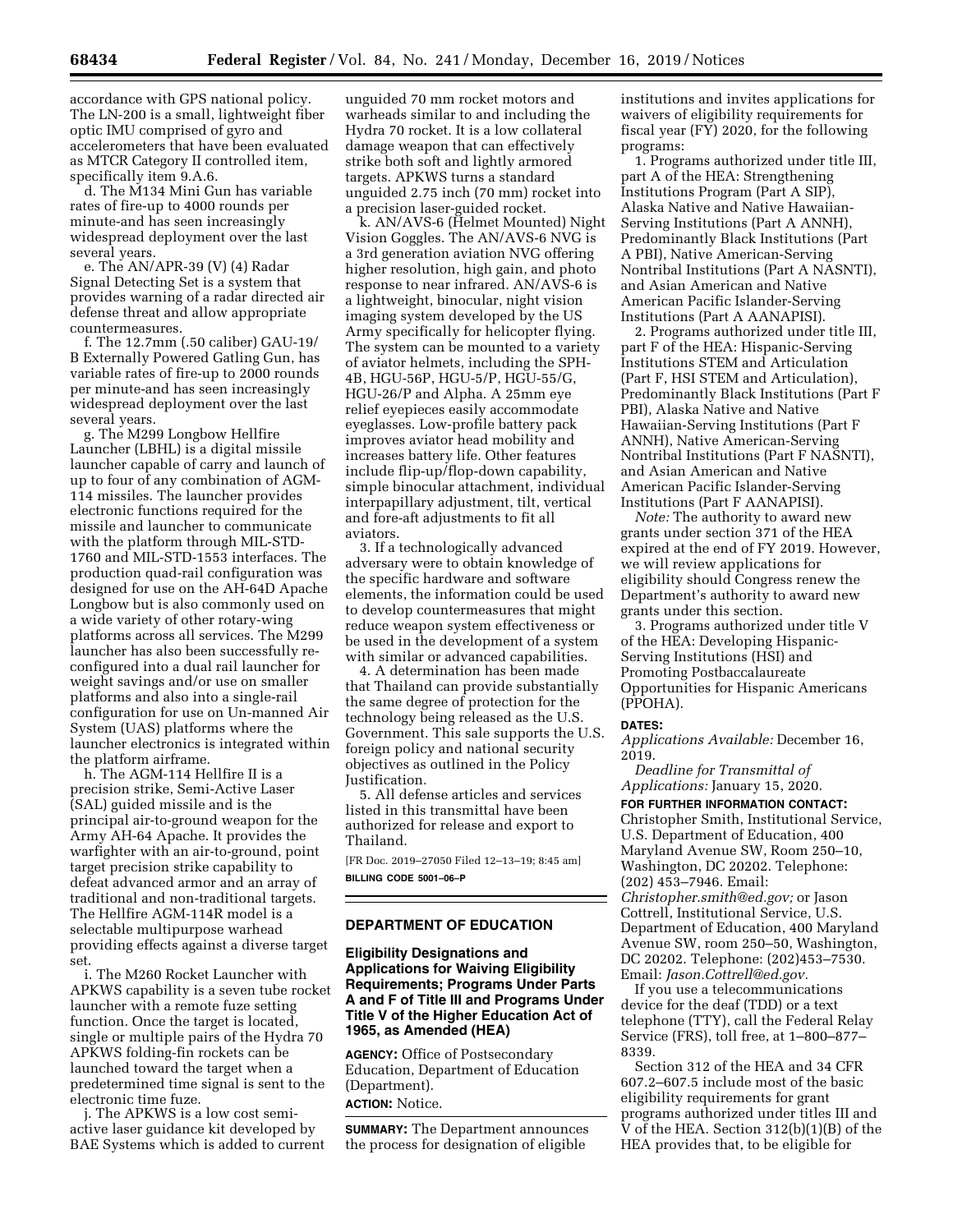accordance with GPS national policy. The LN-200 is a small, lightweight fiber optic IMU comprised of gyro and accelerometers that have been evaluated as MTCR Category II controlled item, specifically item 9.A.6.

d. The M134 Mini Gun has variable rates of fire-up to 4000 rounds per minute-and has seen increasingly widespread deployment over the last several years.

e. The AN/APR-39 (V) (4) Radar Signal Detecting Set is a system that provides warning of a radar directed air defense threat and allow appropriate countermeasures.

f. The 12.7mm (.50 caliber) GAU-19/B Externally Powered Gatling Gun, has variable rates of fire-up to 2000 rounds per minute-and has seen increasingly widespread deployment over the last several years.

g. The M299 Longbow Hellfire Launcher (LBHL) is a digital missile launcher capable of carry and launch of up to four of any combination of AGM-114 missiles. The launcher provides electronic functions required for the missile and launcher to communicate with the platform through MIL-STD-1760 and MIL-STD-1553 interfaces. The production quad-rail configuration was designed for use on the AH-64D Apache Longbow but is also commonly used on a wide variety of other rotary-wing platforms across all services. The M299 launcher has also been successfully re-configured into a dual rail launcher for weight savings and/or use on smaller platforms and also into a single-rail configuration for use on Un-manned Air System (UAS) platforms where the launcher electronics is integrated within the platform airframe.

h. The AGM-114 Hellfire II is a precision strike, Semi-Active Laser (SAL) guided missile and is the principal air-to-ground weapon for the Army AH-64 Apache. It provides the warfighter with an air-to-ground, point target precision strike capability to defeat advanced armor and an array of traditional and non-traditional targets. The Hellfire AGM-114R model is a selectable multipurpose warhead providing effects against a diverse target set.

i. The M260 Rocket Launcher with APKWS capability is a seven tube rocket launcher with a remote fuze setting function. Once the target is located, single or multiple pairs of the Hydra 70 APKWS folding-fin rockets can be launched toward the target when a predetermined time signal is sent to the electronic time fuze.

j. The APKWS is a low cost semi-active laser guidance kit developed by BAE Systems which is added to current unguided 70 mm rocket motors and warheads similar to and including the Hydra 70 rocket. It is a low collateral damage weapon that can effectively strike both soft and lightly armored targets. APKWS turns a standard unguided 2.75 inch (70 mm) rocket into a precision laser-guided rocket.

k. AN/AVS-6 (Helmet Mounted) Night Vision Goggles. The AN/AVS-6 NVG is a 3rd generation aviation NVG offering higher resolution, high gain, and photo response to near infrared. AN/AVS-6 is a lightweight, binocular, night vision imaging system developed by the US Army specifically for helicopter flying. The system can be mounted to a variety of aviator helmets, including the SPH-4B, HGU-56P, HGU-5/P, HGU-55/G, HGU-26/P and Alpha. A 25mm eye relief eyepieces easily accommodate eyeglasses. Low-profile battery pack improves aviator head mobility and increases battery life. Other features include flip-up/flop-down capability, simple binocular attachment, individual interpapillary adjustment, tilt, vertical and fore-aft adjustments to fit all aviators.

3. If a technologically advanced adversary were to obtain knowledge of the specific hardware and software elements, the information could be used to develop countermeasures that might reduce weapon system effectiveness or be used in the development of a system with similar or advanced capabilities.

4. A determination has been made that Thailand can provide substantially the same degree of protection for the technology being released as the U.S. Government. This sale supports the U.S. foreign policy and national security objectives as outlined in the Policy Justification.

5. All defense articles and services listed in this transmittal have been authorized for release and export to Thailand.

[FR Doc. 2019–27050 Filed 12–13–19; 8:45 am]

**BILLING CODE 5001–06–P**

## DEPARTMENT OF EDUCATION

### Eligibility Designations and Applications for Waiving Eligibility Requirements; Programs Under Parts A and F of Title III and Programs Under Title V of the Higher Education Act of 1965, as Amended (HEA)

**AGENCY:** Office of Postsecondary Education, Department of Education (Department).

**ACTION:** Notice.

**SUMMARY:** The Department announces the process for designation of eligible institutions and invites applications for waivers of eligibility requirements for fiscal year (FY) 2020, for the following programs:

1. Programs authorized under title III, part A of the HEA: Strengthening Institutions Program (Part A SIP), Alaska Native and Native Hawaiian-Serving Institutions (Part A ANNH), Predominantly Black Institutions (Part A PBI), Native American-Serving Nontribal Institutions (Part A NASNTI), and Asian American and Native American Pacific Islander-Serving Institutions (Part A AANAPISI).

2. Programs authorized under title III, part F of the HEA: Hispanic-Serving Institutions STEM and Articulation (Part F, HSI STEM and Articulation), Predominantly Black Institutions (Part F PBI), Alaska Native and Native Hawaiian-Serving Institutions (Part F ANNH), Native American-Serving Nontribal Institutions (Part F NASNTI), and Asian American and Native American Pacific Islander-Serving Institutions (Part F AANAPISI).

*Note:* The authority to award new grants under section 371 of the HEA expired at the end of FY 2019. However, we will review applications for eligibility should Congress renew the Department's authority to award new grants under this section.

3. Programs authorized under title V of the HEA: Developing Hispanic-Serving Institutions (HSI) and Promoting Postbaccalaureate Opportunities for Hispanic Americans (PPOHA).

**DATES:**

*Applications Available:* December 16, 2019.

*Deadline for Transmittal of Applications:* January 15, 2020.

**FOR FURTHER INFORMATION CONTACT:** Christopher Smith, Institutional Service, U.S. Department of Education, 400 Maryland Avenue SW, Room 250–10, Washington, DC 20202. Telephone: (202) 453–7946. Email: *Christopher.smith@ed.gov;* or Jason Cottrell, Institutional Service, U.S. Department of Education, 400 Maryland Avenue SW, room 250–50, Washington, DC 20202. Telephone: (202)453–7530. Email: *Jason.Cottrell@ed.gov.*

If you use a telecommunications device for the deaf (TDD) or a text telephone (TTY), call the Federal Relay Service (FRS), toll free, at 1–800–877–8339.

Section 312 of the HEA and 34 CFR 607.2–607.5 include most of the basic eligibility requirements for grant programs authorized under titles III and V of the HEA. Section 312(b)(1)(B) of the HEA provides that, to be eligible for